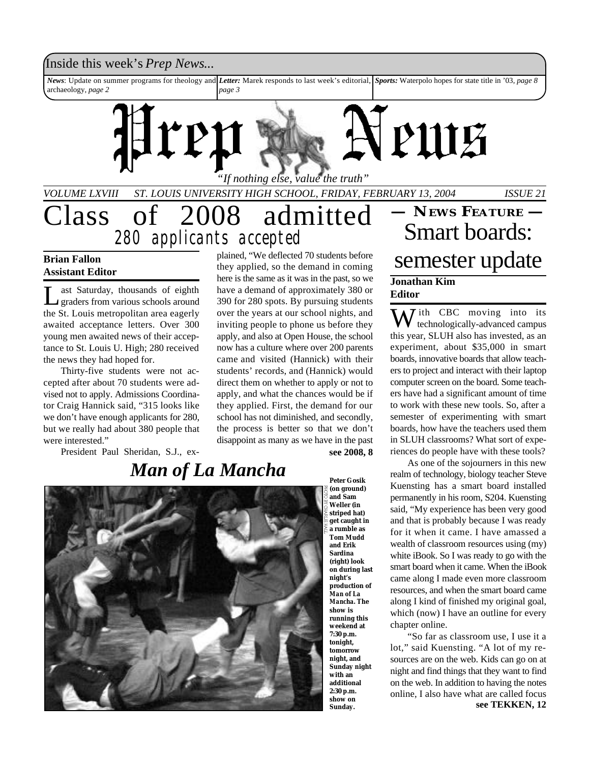Inside this week's *Prep News...*

*News*: Update on summer programs for theology and archaeology, *page 2*

*Letter:* Marek responds to last week's editorial, *page 3*

*Sports:* Waterpolo hopes for state title in '03, *page 8*

# Prep News

*"If nothing else, value the truth"*

*VOLUME LXVIII ST. LOUIS UNIVERSITY HIGH SCHOOL, FRIDAY, FEBRUARY 13, 2004 ISSUE 21*

# Class of 2008 admitted

## 280 applicants accepted

**Brian Fallon**
**Assistant Editor**

Last Saturday, thousands of eighth graders from various schools around the St. Louis metropolitan area eagerly awaited acceptance letters. Over 300 young men awaited news of their acceptance to St. Louis U. High; 280 received the news they had hoped for.

Thirty-five students were not accepted after about 70 students were advised not to apply. Admissions Coordinator Craig Hannick said, "315 looks like we don't have enough applicants for 280, but we really had about 380 people that were interested."

President Paul Sheridan, S.J., explained, "We deflected 70 students before they applied, so the demand in coming here is the same as it was in the past, so we have a demand of approximately 380 or 390 for 280 spots. By pursuing students over the years at our school nights, and inviting people to phone us before they apply, and also at Open House, the school now has a culture where over 200 parents came and visited (Hannick) with their students' records, and (Hannick) would direct them on whether to apply or not to apply, and what the chances would be if they applied. First, the demand for our school has not diminished, and secondly, the process is better so that we don't disappoint as many as we have in the past

**see 2008, 8**

## *Man of La Mancha*

PHOTO BY CHARLIE HALL

**Peter Gosik (on ground) and Sam Weller (in striped hat) get caught in a rumble as Tom Mudd and Erik Sardina (right) look on during last night's production of *Man of La Mancha*. The show is running this weekend at 7:30 p.m. tonight, tomorrow night, and Sunday night with an additional 2:30 p.m. show on Sunday.**

### — NEWS FEATURE —

# Smart boards: semester update

**Jonathan Kim**
**Editor**

With CBC moving into its technologically-advanced campus this year, SLUH also has invested, as an experiment, about $35,000 in smart boards, innovative boards that allow teachers to project and interact with their laptop computer screen on the board. Some teachers have had a significant amount of time to work with these new tools. So, after a semester of experimenting with smart boards, how have the teachers used them in SLUH classrooms? What sort of experiences do people have with these tools?

As one of the sojourners in this new realm of technology, biology teacher Steve Kuensting has a smart board installed permanently in his room, S204. Kuensting said, "My experience has been very good and that is probably because I was ready for it when it came. I have amassed a wealth of classroom resources using (my) white iBook. So I was ready to go with the smart board when it came. When the iBook came along I made even more classroom resources, and when the smart board came along I kind of finished my original goal, which (now) I have an outline for every chapter online.

"So far as classroom use, I use it a lot," said Kuensting. "A lot of my resources are on the web. Kids can go on at night and find things that they want to find on the web. In addition to having the notes online, I also have what are called focus

**see TEKKEN, 12**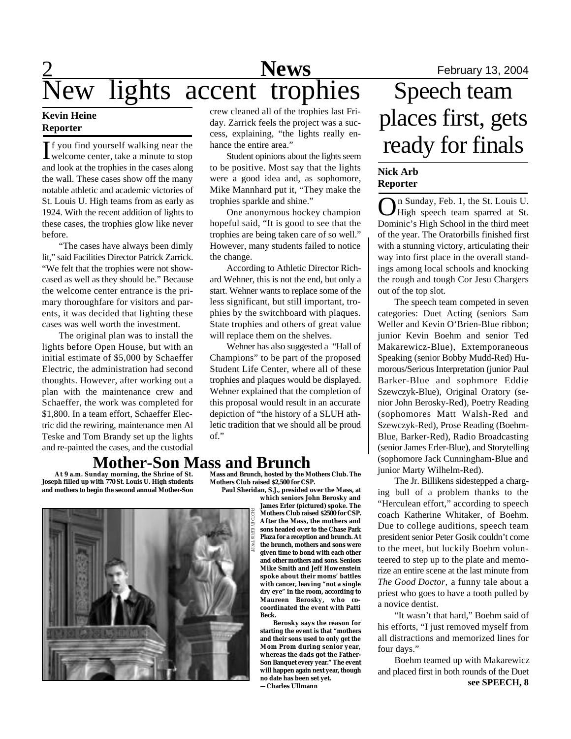# New lights accent trophies

**Kevin Heine**
**Reporter**

If you find yourself walking near the welcome center, take a minute to stop and look at the trophies in the cases along the wall. These cases show off the many notable athletic and academic victories of St. Louis U. High teams from as early as 1924. With the recent addition of lights to these cases, the trophies glow like never before.

"The cases have always been dimly lit," said Facilities Director Patrick Zarrick. "We felt that the trophies were not showcased as well as they should be." Because the welcome center entrance is the primary thoroughfare for visitors and parents, it was decided that lighting these cases was well worth the investment.

The original plan was to install the lights before Open House, but with an initial estimate of $5,000 by Schaeffer Electric, the administration had second thoughts. However, after working out a plan with the maintenance crew and Schaeffer, the work was completed for $1,800. In a team effort, Schaeffer Electric did the rewiring, maintenance men Al Teske and Tom Brandy set up the lights and re-painted the cases, and the custodial crew cleaned all of the trophies last Friday. Zarrick feels the project was a success, explaining, "the lights really enhance the entire area."

Student opinions about the lights seem to be positive. Most say that the lights were a good idea and, as sophomore, Mike Mannhard put it, "They make the trophies sparkle and shine."

One anonymous hockey champion hopeful said, "It is good to see that the trophies are being taken care of so well." However, many students failed to notice the change.

According to Athletic Director Richard Wehner, this is not the end, but only a start. Wehner wants to replace some of the less significant, but still important, trophies by the switchboard with plaques. State trophies and others of great value will replace them on the shelves.

Wehner has also suggested a "Hall of Champions" to be part of the proposed Student Life Center, where all of these trophies and plaques would be displayed. Wehner explained that the completion of this proposal would result in an accurate depiction of "the history of a SLUH athletic tradition that we should all be proud of."

# Speech team places first, gets ready for finals

**Nick Arb**
**Reporter**

On Sunday, Feb. 1, the St. Louis U. High speech team sparred at St. Dominic's High School in the third meet of the year. The Oratorbills finished first with a stunning victory, articulating their way into first place in the overall standings among local schools and knocking the rough and tough Cor Jesu Chargers out of the top slot.

The speech team competed in seven categories: Duet Acting (seniors Sam Weller and Kevin O'Brien-Blue ribbon; junior Kevin Boehm and senior Ted Makarewicz-Blue), Extemporaneous Speaking (senior Bobby Mudd-Red) Humorous/Serious Interpretation (junior Paul Barker-Blue and sophmore Eddie Szewczyk-Blue), Original Oratory (senior John Berosky-Red), Poetry Reading (sophomores Matt Walsh-Red and Szewczyk-Red), Prose Reading (Boehm-Blue, Barker-Red), Radio Broadcasting (senior James Erler-Blue), and Storytelling (sophomore Jack Cunningham-Blue and junior Marty Wilhelm-Red).

The Jr. Billikens sidestepped a charging bull of a problem thanks to the "Herculean effort," according to speech coach Katherine Whitaker, of Boehm. Due to college auditions, speech team president senior Peter Gosik couldn't come to the meet, but luckily Boehm volunteered to step up to the plate and memorize an entire scene at the last minute from *The Good Doctor*, a funny tale about a priest who goes to have a tooth pulled by a novice dentist.

"It wasn't that hard," Boehm said of his efforts, "I just removed myself from all distractions and memorized lines for four days."

Boehm teamed up with Makarewicz and placed first in both rounds of the Duet

**see SPEECH, 8**

## Mother-Son Mass and Brunch

**At 9 a.m. Sunday morning, the Shrine of St. Joseph filled up with 770 St. Louis U. High students and mothers to begin the second annual Mother-Son Mass and Brunch, hosted by the Mothers Club. The Mothers Club raised $2,500 for CSP.**

PHOTO BY KEVIN TWIST

**Paul Sheridan, S.J., presided over the Mass, at which seniors John Berosky and James Erler (pictured) spoke. The Mothers Club raised $2500 for CSP. After the Mass, the mothers and sons headed over to the Chase Park Plaza for a reception and brunch. At the brunch, mothers and sons were given time to bond with each other and other mothers and sons. Seniors Mike Smith and Jeff Howenstein spoke about their moms' battles with cancer, leaving "not a single dry eye" in the room, according to Maureen Berosky, who co-coordinated the event with Patti Beck.**

**Berosky says the reason for starting the event is that "mothers and their sons used to only get the Mom Prom during senior year, whereas the dads got the Father-Son Banquet every year." The event will happen again next year, though no date has been set yet.**

**—Charles Ullmann**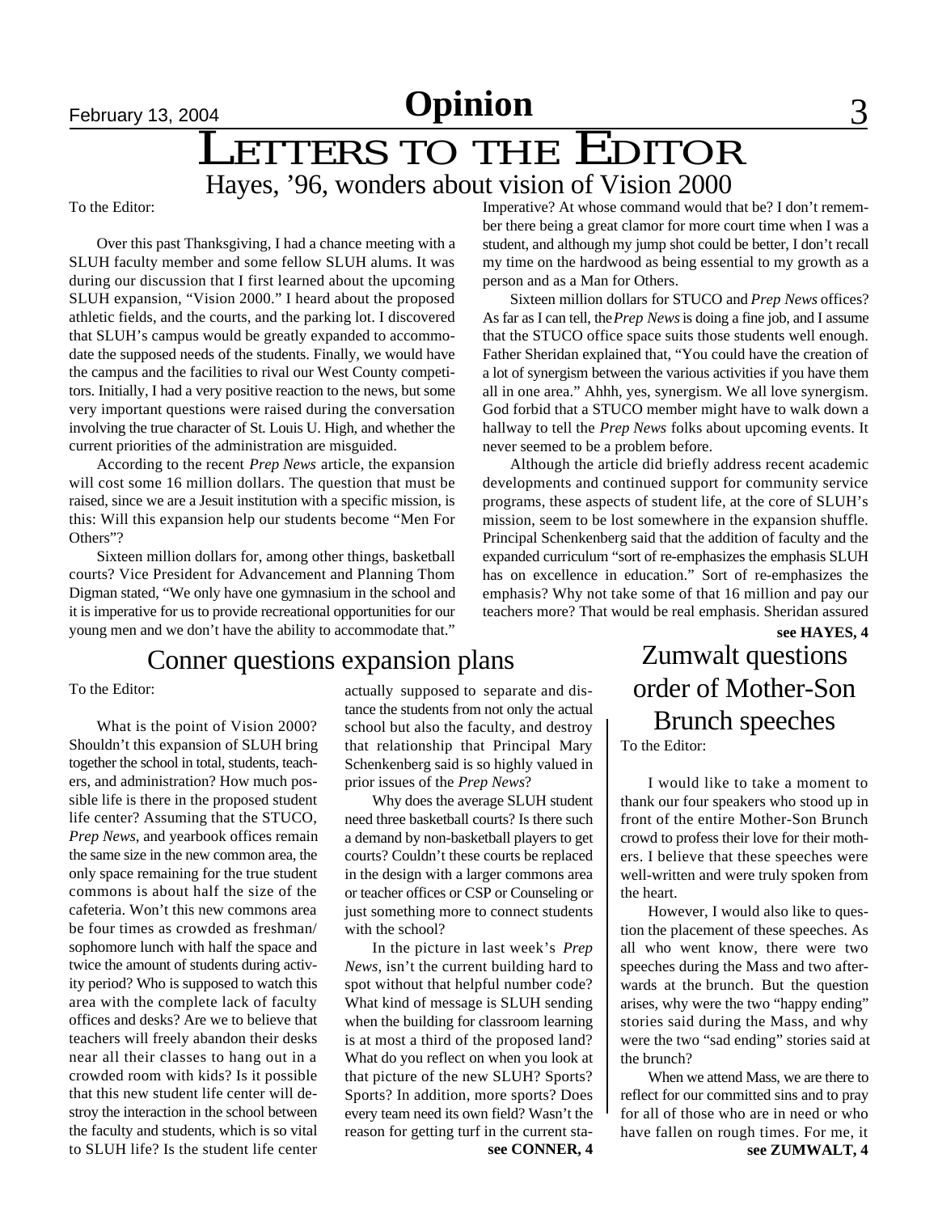# Opinion

# LETTERS TO THE EDITOR

## Hayes, '96, wonders about vision of Vision 2000

To the Editor:

Over this past Thanksgiving, I had a chance meeting with a SLUH faculty member and some fellow SLUH alums. It was during our discussion that I first learned about the upcoming SLUH expansion, "Vision 2000." I heard about the proposed athletic fields, and the courts, and the parking lot. I discovered that SLUH's campus would be greatly expanded to accommodate the supposed needs of the students. Finally, we would have the campus and the facilities to rival our West County competitors. Initially, I had a very positive reaction to the news, but some very important questions were raised during the conversation involving the true character of St. Louis U. High, and whether the current priorities of the administration are misguided.

According to the recent *Prep News* article, the expansion will cost some 16 million dollars. The question that must be raised, since we are a Jesuit institution with a specific mission, is this: Will this expansion help our students become "Men For Others"?

Sixteen million dollars for, among other things, basketball courts? Vice President for Advancement and Planning Thom Digman stated, "We only have one gymnasium in the school and it is imperative for us to provide recreational opportunities for our young men and we don't have the ability to accommodate that." Imperative? At whose command would that be? I don't remember there being a great clamor for more court time when I was a student, and although my jump shot could be better, I don't recall my time on the hardwood as being essential to my growth as a person and as a Man for Others.

Sixteen million dollars for STUCO and *Prep News* offices? As far as I can tell, the *Prep News* is doing a fine job, and I assume that the STUCO office space suits those students well enough. Father Sheridan explained that, "You could have the creation of a lot of synergism between the various activities if you have them all in one area." Ahhh, yes, synergism. We all love synergism. God forbid that a STUCO member might have to walk down a hallway to tell the *Prep News* folks about upcoming events. It never seemed to be a problem before.

Although the article did briefly address recent academic developments and continued support for community service programs, these aspects of student life, at the core of SLUH's mission, seem to be lost somewhere in the expansion shuffle. Principal Schenkenberg said that the addition of faculty and the expanded curriculum "sort of re-emphasizes the emphasis SLUH has on excellence in education." Sort of re-emphasizes the emphasis? Why not take some of that 16 million and pay our teachers more? That would be real emphasis. Sheridan assured

**see HAYES, 4**

## Conner questions expansion plans

To the Editor:

What is the point of Vision 2000? Shouldn't this expansion of SLUH bring together the school in total, students, teachers, and administration? How much possible life is there in the proposed student life center? Assuming that the STUCO, *Prep News*, and yearbook offices remain the same size in the new common area, the only space remaining for the true student commons is about half the size of the cafeteria. Won't this new commons area be four times as crowded as freshman/sophomore lunch with half the space and twice the amount of students during activity period? Who is supposed to watch this area with the complete lack of faculty offices and desks? Are we to believe that teachers will freely abandon their desks near all their classes to hang out in a crowded room with kids? Is it possible that this new student life center will destroy the interaction in the school between the faculty and students, which is so vital to SLUH life? Is the student life center actually supposed to separate and distance the students from not only the actual school but also the faculty, and destroy that relationship that Principal Mary Schenkenberg said is so highly valued in prior issues of the *Prep News*?

Why does the average SLUH student need three basketball courts? Is there such a demand by non-basketball players to get courts? Couldn't these courts be replaced in the design with a larger commons area or teacher offices or CSP or Counseling or just something more to connect students with the school?

In the picture in last week's *Prep News*, isn't the current building hard to spot without that helpful number code? What kind of message is SLUH sending when the building for classroom learning is at most a third of the proposed land? What do you reflect on when you look at that picture of the new SLUH? Sports? Sports? In addition, more sports? Does every team need its own field? Wasn't the reason for getting turf in the current sta-

**see CONNER, 4**

## Zumwalt questions order of Mother-Son Brunch speeches

To the Editor:

I would like to take a moment to thank our four speakers who stood up in front of the entire Mother-Son Brunch crowd to profess their love for their mothers. I believe that these speeches were well-written and were truly spoken from the heart.

However, I would also like to question the placement of these speeches. As all who went know, there were two speeches during the Mass and two afterwards at the brunch. But the question arises, why were the two "happy ending" stories said during the Mass, and why were the two "sad ending" stories said at the brunch?

When we attend Mass, we are there to reflect for our committed sins and to pray for all of those who are in need or who have fallen on rough times. For me, it

**see ZUMWALT, 4**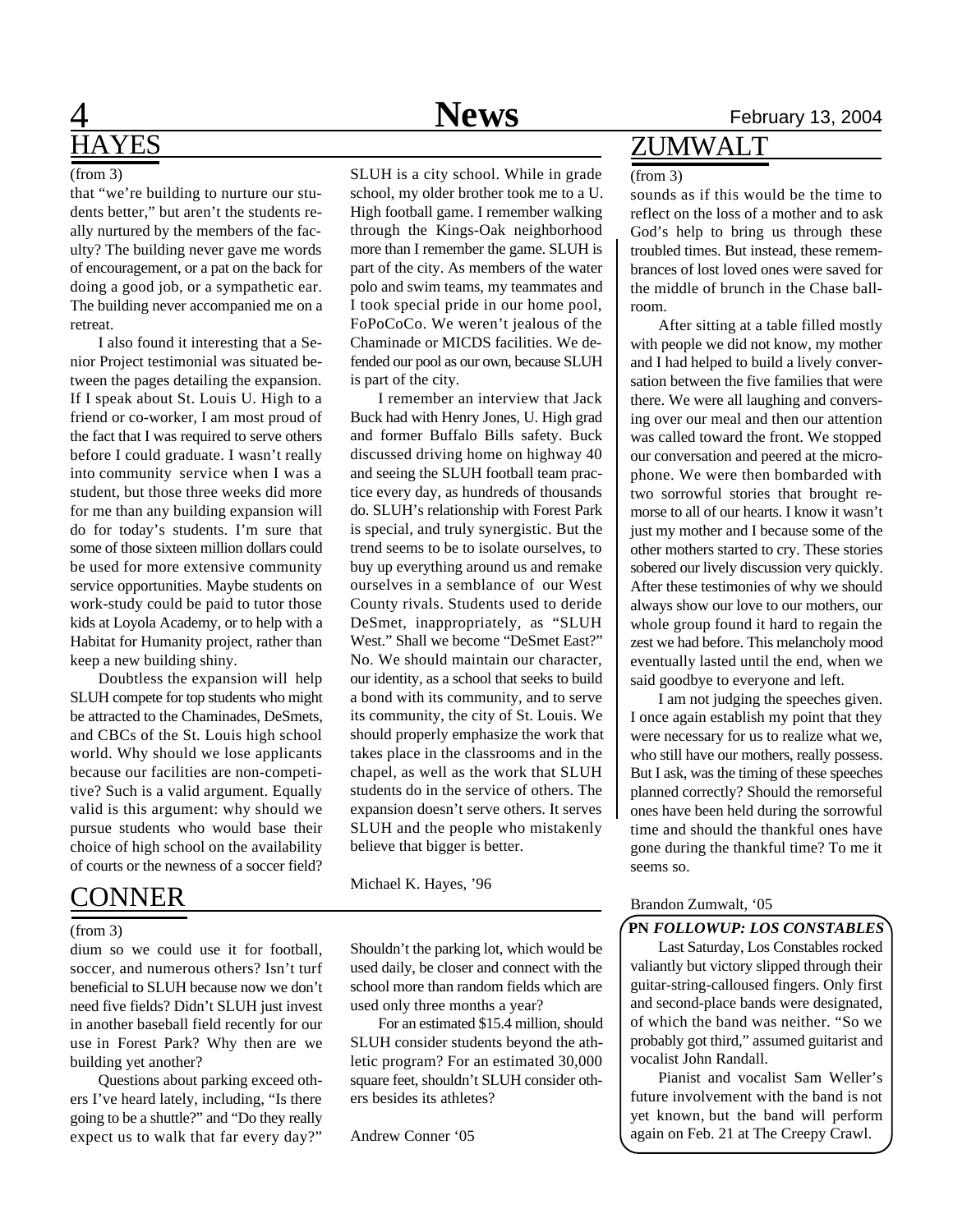## HAYES

(from 3)

that "we're building to nurture our students better," but aren't the students really nurtured by the members of the faculty? The building never gave me words of encouragement, or a pat on the back for doing a good job, or a sympathetic ear. The building never accompanied me on a retreat.

I also found it interesting that a Senior Project testimonial was situated between the pages detailing the expansion. If I speak about St. Louis U. High to a friend or co-worker, I am most proud of the fact that I was required to serve others before I could graduate. I wasn't really into community service when I was a student, but those three weeks did more for me than any building expansion will do for today's students. I'm sure that some of those sixteen million dollars could be used for more extensive community service opportunities. Maybe students on work-study could be paid to tutor those kids at Loyola Academy, or to help with a Habitat for Humanity project, rather than keep a new building shiny.

Doubtless the expansion will help SLUH compete for top students who might be attracted to the Chaminades, DeSmets, and CBCs of the St. Louis high school world. Why should we lose applicants because our facilities are non-competitive? Such is a valid argument. Equally valid is this argument: why should we pursue students who would base their choice of high school on the availability of courts or the newness of a soccer field?

SLUH is a city school. While in grade school, my older brother took me to a U. High football game. I remember walking through the Kings-Oak neighborhood more than I remember the game. SLUH is part of the city. As members of the water polo and swim teams, my teammates and I took special pride in our home pool, FoPoCoCo. We weren't jealous of the Chaminade or MICDS facilities. We defended our pool as our own, because SLUH is part of the city.

I remember an interview that Jack Buck had with Henry Jones, U. High grad and former Buffalo Bills safety. Buck discussed driving home on highway 40 and seeing the SLUH football team practice every day, as hundreds of thousands do. SLUH's relationship with Forest Park is special, and truly synergistic. But the trend seems to be to isolate ourselves, to buy up everything around us and remake ourselves in a semblance of our West County rivals. Students used to deride DeSmet, inappropriately, as "SLUH West." Shall we become "DeSmet East?" No. We should maintain our character, our identity, as a school that seeks to build a bond with its community, and to serve its community, the city of St. Louis. We should properly emphasize the work that takes place in the classrooms and in the chapel, as well as the work that SLUH students do in the service of others. The expansion doesn't serve others. It serves SLUH and the people who mistakenly believe that bigger is better.

Michael K. Hayes, '96

## CONNER

(from 3)

dium so we could use it for football, soccer, and numerous others? Isn't turf beneficial to SLUH because now we don't need five fields? Didn't SLUH just invest in another baseball field recently for our use in Forest Park? Why then are we building yet another?

Questions about parking exceed others I've heard lately, including, "Is there going to be a shuttle?" and "Do they really expect us to walk that far every day?" Shouldn't the parking lot, which would be used daily, be closer and connect with the school more than random fields which are used only three months a year?

For an estimated $15.4 million, should SLUH consider students beyond the athletic program? For an estimated 30,000 square feet, shouldn't SLUH consider others besides its athletes?

Andrew Conner '05

## ZUMWALT

(from 3)

sounds as if this would be the time to reflect on the loss of a mother and to ask God's help to bring us through these troubled times. But instead, these remembrances of lost loved ones were saved for the middle of brunch in the Chase ballroom.

After sitting at a table filled mostly with people we did not know, my mother and I had helped to build a lively conversation between the five families that were there. We were all laughing and conversing over our meal and then our attention was called toward the front. We stopped our conversation and peered at the microphone. We were then bombarded with two sorrowful stories that brought remorse to all of our hearts. I know it wasn't just my mother and I because some of the other mothers started to cry. These stories sobered our lively discussion very quickly. After these testimonies of why we should always show our love to our mothers, our whole group found it hard to regain the zest we had before. This melancholy mood eventually lasted until the end, when we said goodbye to everyone and left.

I am not judging the speeches given. I once again establish my point that they were necessary for us to realize what we, who still have our mothers, really possess. But I ask, was the timing of these speeches planned correctly? Should the remorseful ones have been held during the sorrowful time and should the thankful ones have gone during the thankful time? To me it seems so.

Brandon Zumwalt, '05

**PN *FOLLOWUP: LOS CONSTABLES***

Last Saturday, Los Constables rocked valiantly but victory slipped through their guitar-string-calloused fingers. Only first and second-place bands were designated, of which the band was neither. "So we probably got third," assumed guitarist and vocalist John Randall.

Pianist and vocalist Sam Weller's future involvement with the band is not yet known, but the band will perform again on Feb. 21 at The Creepy Crawl.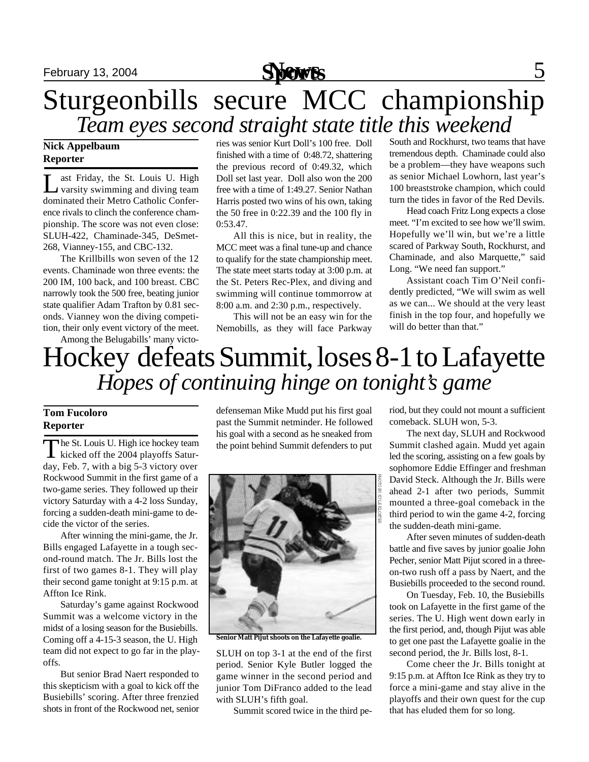# Sturgeonbills secure MCC championship

## *Team eyes second straight state title this weekend*

**Nick Appelbaum**
**Reporter**

Last Friday, the St. Louis U. High varsity swimming and diving team dominated their Metro Catholic Conference rivals to clinch the conference championship. The score was not even close: SLUH-422, Chaminade-345, DeSmet-268, Vianney-155, and CBC-132.

The Krillbills won seven of the 12 events. Chaminade won three events: the 200 IM, 100 back, and 100 breast. CBC narrowly took the 500 free, beating junior state qualifier Adam Trafton by 0.81 seconds. Vianney won the diving competition, their only event victory of the meet.

Among the Belugabills' many victories was senior Kurt Doll's 100 free. Doll finished with a time of 0:48.72, shattering the previous record of 0:49.32, which Doll set last year. Doll also won the 200 free with a time of 1:49.27. Senior Nathan Harris posted two wins of his own, taking the 50 free in 0:22.39 and the 100 fly in 0:53.47.

All this is nice, but in reality, the MCC meet was a final tune-up and chance to qualify for the state championship meet. The state meet starts today at 3:00 p.m. at the St. Peters Rec-Plex, and diving and swimming will continue tommorrow at 8:00 a.m. and 2:30 p.m., respectively.

This will not be an easy win for the Nemobills, as they will face Parkway South and Rockhurst, two teams that have tremendous depth. Chaminade could also be a problem—they have weapons such as senior Michael Lowhorn, last year's 100 breaststroke champion, which could turn the tides in favor of the Red Devils.

Head coach Fritz Long expects a close meet. "I'm excited to see how we'll swim. Hopefully we'll win, but we're a little scared of Parkway South, Rockhurst, and Chaminade, and also Marquette," said Long. "We need fan support."

Assistant coach Tim O'Neil confidently predicted, "We will swim as well as we can... We should at the very least finish in the top four, and hopefully we will do better than that."

# Hockey defeats Summit, loses 8-1 to Lafayette

## *Hopes of continuing hinge on tonight's game*

**Tom Fucoloro**
**Reporter**

The St. Louis U. High ice hockey team kicked off the 2004 playoffs Saturday, Feb. 7, with a big 5-3 victory over Rockwood Summit in the first game of a two-game series. They followed up their victory Saturday with a 4-2 loss Sunday, forcing a sudden-death mini-game to decide the victor of the series.

After winning the mini-game, the Jr. Bills engaged Lafayette in a tough second-round match. The Jr. Bills lost the first of two games 8-1. They will play their second game tonight at 9:15 p.m. at Affton Ice Rink.

Saturday's game against Rockwood Summit was a welcome victory in the midst of a losing season for the Busiebills. Coming off a 4-15-3 season, the U. High team did not expect to go far in the playoffs.

But senior Brad Naert responded to this skepticism with a goal to kick off the Busiebills' scoring. After three frenzied shots in front of the Rockwood net, senior defenseman Mike Mudd put his first goal past the Summit netminder. He followed his goal with a second as he sneaked from the point behind Summit defenders to put SLUH on top 3-1 at the end of the first period. Senior Kyle Butler logged the game winner in the second period and junior Tom DiFranco added to the lead with SLUH's fifth goal.

PHOTO BY KYLE KLOSTER

Senior Matt Pijut shoots on the Lafayette goalie.

Summit scored twice in the third period, but they could not mount a sufficient comeback. SLUH won, 5-3.

The next day, SLUH and Rockwood Summit clashed again. Mudd yet again led the scoring, assisting on a few goals by sophomore Eddie Effinger and freshman David Steck. Although the Jr. Bills were ahead 2-1 after two periods, Summit mounted a three-goal comeback in the third period to win the game 4-2, forcing the sudden-death mini-game.

After seven minutes of sudden-death battle and five saves by junior goalie John Pecher, senior Matt Pijut scored in a three-on-two rush off a pass by Naert, and the Busiebills proceeded to the second round.

On Tuesday, Feb. 10, the Busiebills took on Lafayette in the first game of the series. The U. High went down early in the first period, and, though Pijut was able to get one past the Lafayette goalie in the second period, the Jr. Bills lost, 8-1.

Come cheer the Jr. Bills tonight at 9:15 p.m. at Affton Ice Rink as they try to force a mini-game and stay alive in the playoffs and their own quest for the cup that has eluded them for so long.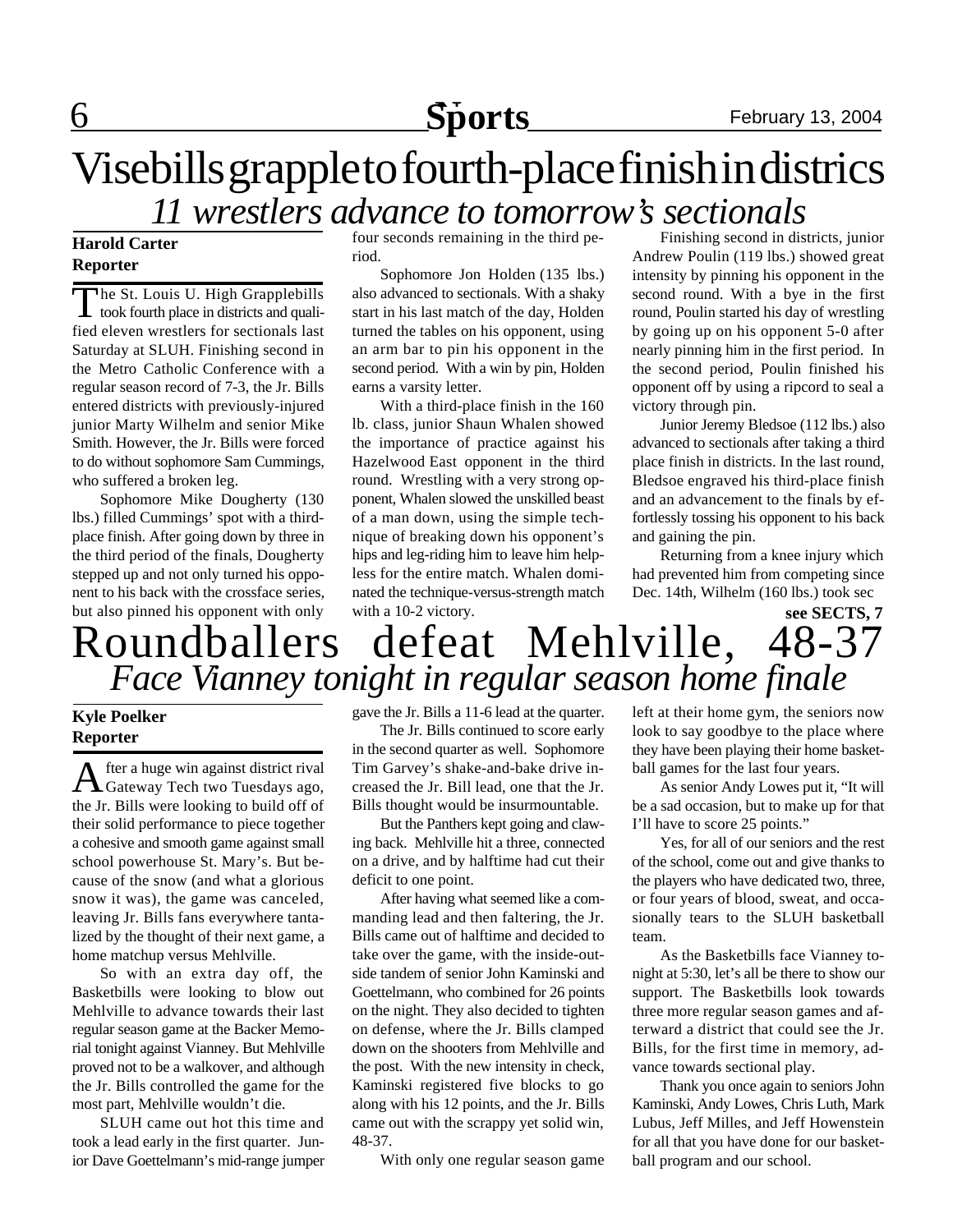# Visebills grapple to fourth-place finish in districs

## *11 wrestlers advance to tomorrow's sectionals*

**Harold Carter**
**Reporter**

The St. Louis U. High Grapplebills took fourth place in districts and qualified eleven wrestlers for sectionals last Saturday at SLUH. Finishing second in the Metro Catholic Conference with a regular season record of 7-3, the Jr. Bills entered districts with previously-injured junior Marty Wilhelm and senior Mike Smith. However, the Jr. Bills were forced to do without sophomore Sam Cummings, who suffered a broken leg.

Sophomore Mike Dougherty (130 lbs.) filled Cummings' spot with a third-place finish. After going down by three in the third period of the finals, Dougherty stepped up and not only turned his opponent to his back with the crossface series, but also pinned his opponent with only four seconds remaining in the third period.

Sophomore Jon Holden (135 lbs.) also advanced to sectionals. With a shaky start in his last match of the day, Holden turned the tables on his opponent, using an arm bar to pin his opponent in the second period. With a win by pin, Holden earns a varsity letter.

With a third-place finish in the 160 lb. class, junior Shaun Whalen showed the importance of practice against his Hazelwood East opponent in the third round. Wrestling with a very strong opponent, Whalen slowed the unskilled beast of a man down, using the simple technique of breaking down his opponent's hips and leg-riding him to leave him helpless for the entire match. Whalen dominated the technique-versus-strength match with a 10-2 victory.

Finishing second in districts, junior Andrew Poulin (119 lbs.) showed great intensity by pinning his opponent in the second round. With a bye in the first round, Poulin started his day of wrestling by going up on his opponent 5-0 after nearly pinning him in the first period. In the second period, Poulin finished his opponent off by using a ripcord to seal a victory through pin.

Junior Jeremy Bledsoe (112 lbs.) also advanced to sectionals after taking a third place finish in districts. In the last round, Bledsoe engraved his third-place finish and an advancement to the finals by effortlessly tossing his opponent to his back and gaining the pin.

Returning from a knee injury which had prevented him from competing since Dec. 14th, Wilhelm (160 lbs.) took sec

**see SECTS, 7**

# Roundballers defeat Mehlville, 48-37

## *Face Vianney tonight in regular season home finale*

**Kyle Poelker**
**Reporter**

After a huge win against district rival Gateway Tech two Tuesdays ago, the Jr. Bills were looking to build off of their solid performance to piece together a cohesive and smooth game against small school powerhouse St. Mary's. But because of the snow (and what a glorious snow it was), the game was canceled, leaving Jr. Bills fans everywhere tantalized by the thought of their next game, a home matchup versus Mehlville.

So with an extra day off, the Basketbills were looking to blow out Mehlville to advance towards their last regular season game at the Backer Memorial tonight against Vianney. But Mehlville proved not to be a walkover, and although the Jr. Bills controlled the game for the most part, Mehlville wouldn't die.

SLUH came out hot this time and took a lead early in the first quarter. Junior Dave Goettelmann's mid-range jumper gave the Jr. Bills a 11-6 lead at the quarter.

The Jr. Bills continued to score early in the second quarter as well. Sophomore Tim Garvey's shake-and-bake drive increased the Jr. Bill lead, one that the Jr. Bills thought would be insurmountable.

But the Panthers kept going and clawing back. Mehlville hit a three, connected on a drive, and by halftime had cut their deficit to one point.

After having what seemed like a commanding lead and then faltering, the Jr. Bills came out of halftime and decided to take over the game, with the inside-outside tandem of senior John Kaminski and Goettelmann, who combined for 26 points on the night. They also decided to tighten on defense, where the Jr. Bills clamped down on the shooters from Mehlville and the post. With the new intensity in check, Kaminski registered five blocks to go along with his 12 points, and the Jr. Bills came out with the scrappy yet solid win, 48-37.

With only one regular season game left at their home gym, the seniors now look to say goodbye to the place where they have been playing their home basketball games for the last four years.

As senior Andy Lowes put it, "It will be a sad occasion, but to make up for that I'll have to score 25 points."

Yes, for all of our seniors and the rest of the school, come out and give thanks to the players who have dedicated two, three, or four years of blood, sweat, and occasionally tears to the SLUH basketball team.

As the Basketbills face Vianney tonight at 5:30, let's all be there to show our support. The Basketbills look towards three more regular season games and afterward a district that could see the Jr. Bills, for the first time in memory, advance towards sectional play.

Thank you once again to seniors John Kaminski, Andy Lowes, Chris Luth, Mark Lubus, Jeff Milles, and Jeff Howenstein for all that you have done for our basketball program and our school.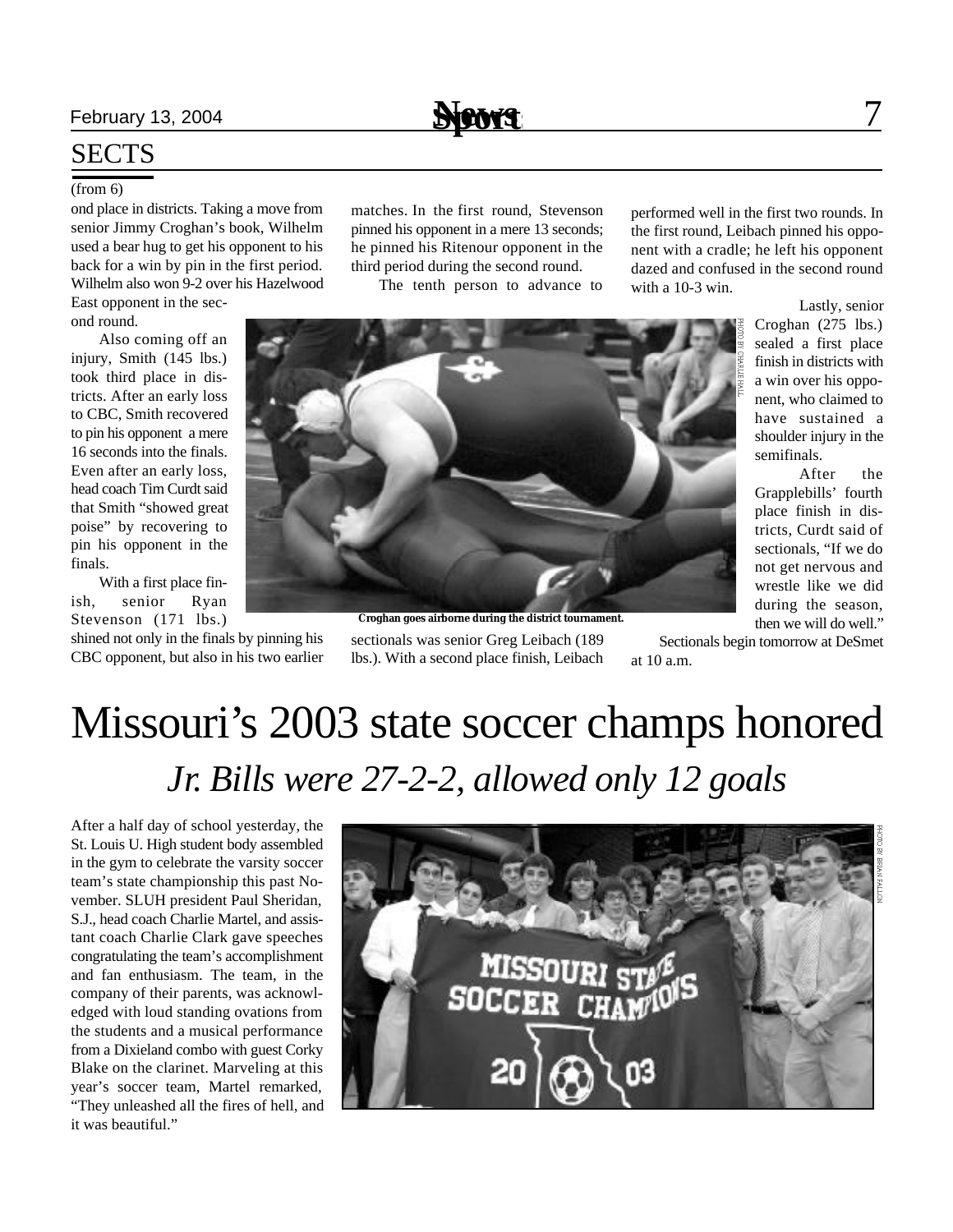## SECTS

(from 6)

ond place in districts. Taking a move from senior Jimmy Croghan's book, Wilhelm used a bear hug to get his opponent to his back for a win by pin in the first period. Wilhelm also won 9-2 over his Hazelwood East opponent in the second round.

Also coming off an injury, Smith (145 lbs.) took third place in districts. After an early loss to CBC, Smith recovered to pin his opponent a mere 16 seconds into the finals. Even after an early loss, head coach Tim Curdt said that Smith "showed great poise" by recovering to pin his opponent in the finals.

With a first place finish, senior Ryan Stevenson (171 lbs.) shined not only in the finals by pinning his CBC opponent, but also in his two earlier matches. In the first round, Stevenson pinned his opponent in a mere 13 seconds; he pinned his Ritenour opponent in the third period during the second round.

The tenth person to advance to sectionals was senior Greg Leibach (189 lbs.). With a second place finish, Leibach performed well in the first two rounds. In the first round, Leibach pinned his opponent with a cradle; he left his opponent dazed and confused in the second round with a 10-3 win.

PHOTO BY CHARLIE HALL

Croghan goes airborne during the district tournament.

Lastly, senior Croghan (275 lbs.) sealed a first place finish in districts with a win over his opponent, who claimed to have sustained a shoulder injury in the semifinals.

After the Grapplebills' fourth place finish in districts, Curdt said of sectionals, "If we do not get nervous and wrestle like we did during the season, then we will do well."

Sectionals begin tomorrow at DeSmet at 10 a.m.

# Missouri's 2003 state soccer champs honored

## *Jr. Bills were 27-2-2, allowed only 12 goals*

After a half day of school yesterday, the St. Louis U. High student body assembled in the gym to celebrate the varsity soccer team's state championship this past November. SLUH president Paul Sheridan, S.J., head coach Charlie Martel, and assistant coach Charlie Clark gave speeches congratulating the team's accomplishment and fan enthusiasm. The team, in the company of their parents, was acknowledged with loud standing ovations from the students and a musical performance from a Dixieland combo with guest Corky Blake on the clarinet. Marveling at this year's soccer team, Martel remarked, "They unleashed all the fires of hell, and it was beautiful."

PHOTO BY BRIAN FALLON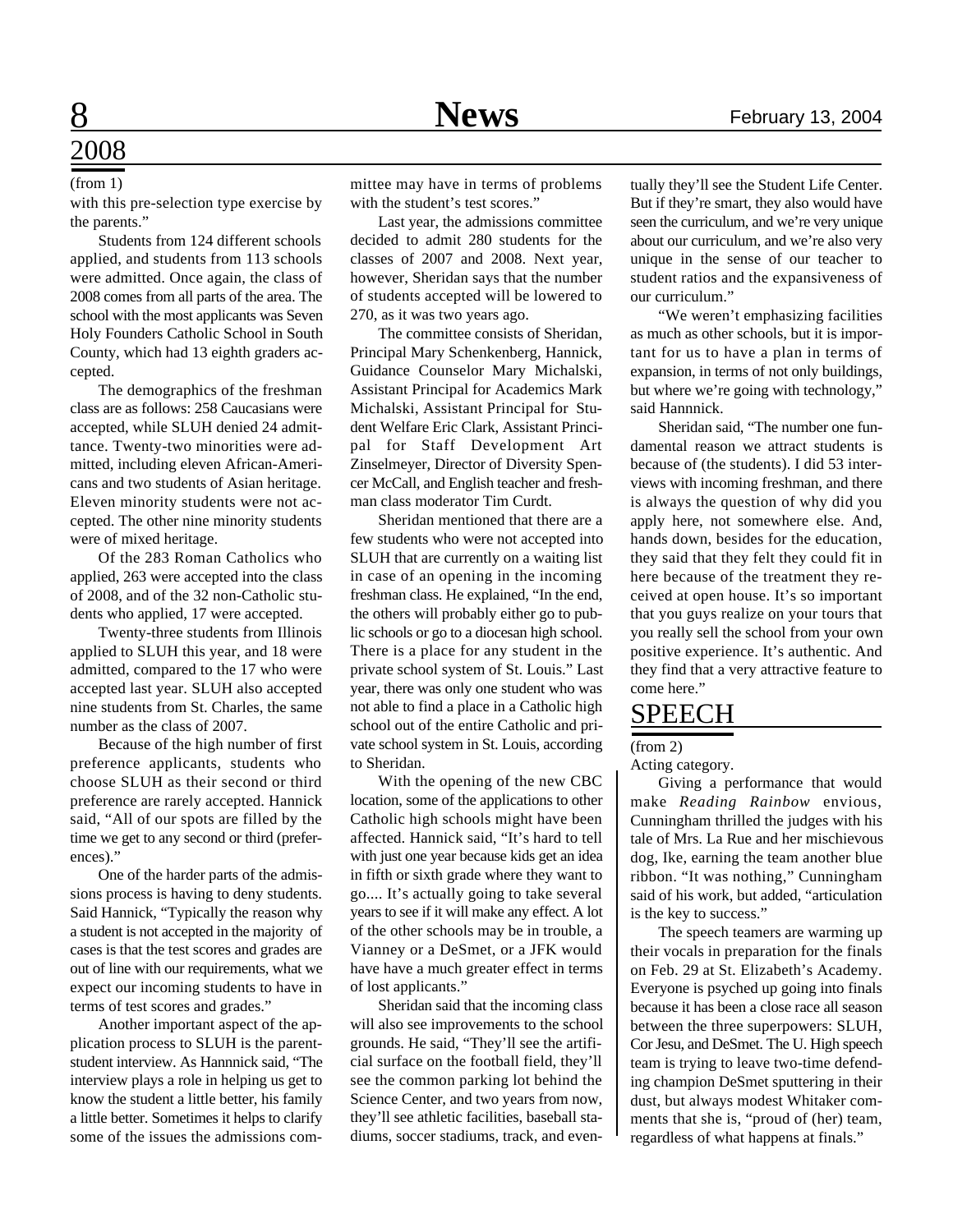## 2008

(from 1)

with this pre-selection type exercise by the parents."

Students from 124 different schools applied, and students from 113 schools were admitted. Once again, the class of 2008 comes from all parts of the area. The school with the most applicants was Seven Holy Founders Catholic School in South County, which had 13 eighth graders accepted.

The demographics of the freshman class are as follows: 258 Caucasians were accepted, while SLUH denied 24 admittance. Twenty-two minorities were admitted, including eleven African-Americans and two students of Asian heritage. Eleven minority students were not accepted. The other nine minority students were of mixed heritage.

Of the 283 Roman Catholics who applied, 263 were accepted into the class of 2008, and of the 32 non-Catholic students who applied, 17 were accepted.

Twenty-three students from Illinois applied to SLUH this year, and 18 were admitted, compared to the 17 who were accepted last year. SLUH also accepted nine students from St. Charles, the same number as the class of 2007.

Because of the high number of first preference applicants, students who choose SLUH as their second or third preference are rarely accepted. Hannick said, "All of our spots are filled by the time we get to any second or third (preferences)."

One of the harder parts of the admissions process is having to deny students. Said Hannick, "Typically the reason why a student is not accepted in the majority of cases is that the test scores and grades are out of line with our requirements, what we expect our incoming students to have in terms of test scores and grades."

Another important aspect of the application process to SLUH is the parent-student interview. As Hannnick said, "The interview plays a role in helping us get to know the student a little better, his family a little better. Sometimes it helps to clarify some of the issues the admissions committee may have in terms of problems with the student's test scores."

Last year, the admissions committee decided to admit 280 students for the classes of 2007 and 2008. Next year, however, Sheridan says that the number of students accepted will be lowered to 270, as it was two years ago.

The committee consists of Sheridan, Principal Mary Schenkenberg, Hannick, Guidance Counselor Mary Michalski, Assistant Principal for Academics Mark Michalski, Assistant Principal for Student Welfare Eric Clark, Assistant Principal for Staff Development Art Zinselmeyer, Director of Diversity Spencer McCall, and English teacher and freshman class moderator Tim Curdt.

Sheridan mentioned that there are a few students who were not accepted into SLUH that are currently on a waiting list in case of an opening in the incoming freshman class. He explained, "In the end, the others will probably either go to public schools or go to a diocesan high school. There is a place for any student in the private school system of St. Louis." Last year, there was only one student who was not able to find a place in a Catholic high school out of the entire Catholic and private school system in St. Louis, according to Sheridan.

With the opening of the new CBC location, some of the applications to other Catholic high schools might have been affected. Hannick said, "It's hard to tell with just one year because kids get an idea in fifth or sixth grade where they want to go.... It's actually going to take several years to see if it will make any effect. A lot of the other schools may be in trouble, a Vianney or a DeSmet, or a JFK would have have a much greater effect in terms of lost applicants."

Sheridan said that the incoming class will also see improvements to the school grounds. He said, "They'll see the artificial surface on the football field, they'll see the common parking lot behind the Science Center, and two years from now, they'll see athletic facilities, baseball stadiums, soccer stadiums, track, and eventually they'll see the Student Life Center. But if they're smart, they also would have seen the curriculum, and we're very unique about our curriculum, and we're also very unique in the sense of our teacher to student ratios and the expansiveness of our curriculum."

"We weren't emphasizing facilities as much as other schools, but it is important for us to have a plan in terms of expansion, in terms of not only buildings, but where we're going with technology," said Hannnick.

Sheridan said, "The number one fundamental reason we attract students is because of (the students). I did 53 interviews with incoming freshman, and there is always the question of why did you apply here, not somewhere else. And, hands down, besides for the education, they said that they felt they could fit in here because of the treatment they received at open house. It's so important that you guys realize on your tours that you really sell the school from your own positive experience. It's authentic. And they find that a very attractive feature to come here."

## SPEECH

(from 2)

Acting category.

Giving a performance that would make *Reading Rainbow* envious, Cunningham thrilled the judges with his tale of Mrs. La Rue and her mischievous dog, Ike, earning the team another blue ribbon. "It was nothing," Cunningham said of his work, but added, "articulation is the key to success."

The speech teamers are warming up their vocals in preparation for the finals on Feb. 29 at St. Elizabeth's Academy. Everyone is psyched up going into finals because it has been a close race all season between the three superpowers: SLUH, Cor Jesu, and DeSmet. The U. High speech team is trying to leave two-time defending champion DeSmet sputtering in their dust, but always modest Whitaker comments that she is, "proud of (her) team, regardless of what happens at finals."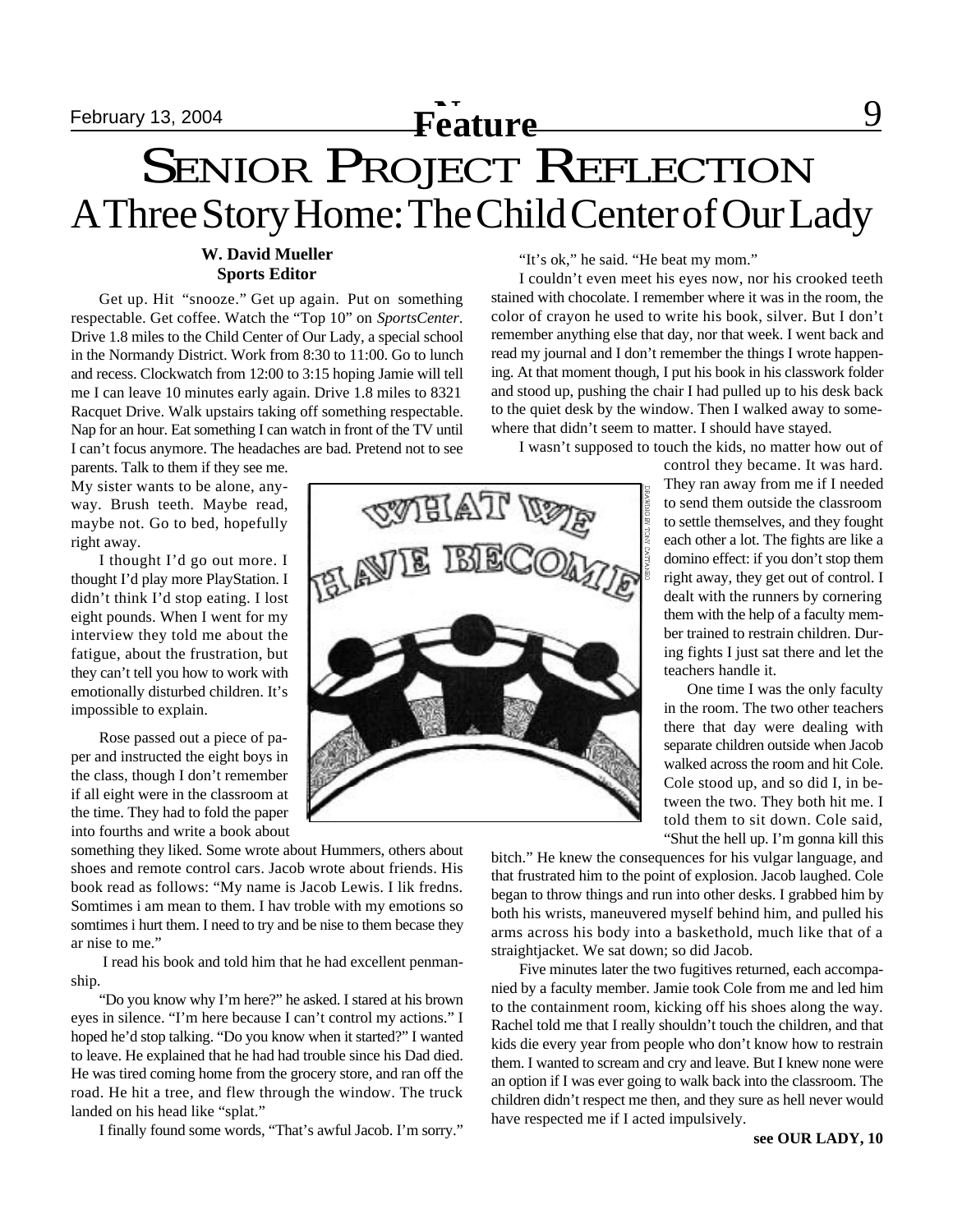# SENIOR PROJECT REFLECTION

## A Three Story Home: The Child Center of Our Lady

**W. David Mueller**
**Sports Editor**

Get up. Hit "snooze." Get up again. Put on something respectable. Get coffee. Watch the "Top 10" on *SportsCenter*. Drive 1.8 miles to the Child Center of Our Lady, a special school in the Normandy District. Work from 8:30 to 11:00. Go to lunch and recess. Clockwatch from 12:00 to 3:15 hoping Jamie will tell me I can leave 10 minutes early again. Drive 1.8 miles to 8321 Racquet Drive. Walk upstairs taking off something respectable. Nap for an hour. Eat something I can watch in front of the TV until I can't focus anymore. The headaches are bad. Pretend not to see parents. Talk to them if they see me. My sister wants to be alone, anyway. Brush teeth. Maybe read, maybe not. Go to bed, hopefully right away.

I thought I'd go out more. I thought I'd play more PlayStation. I didn't think I'd stop eating. I lost eight pounds. When I went for my interview they told me about the fatigue, about the frustration, but they can't tell you how to work with emotionally disturbed children. It's impossible to explain.

Rose passed out a piece of paper and instructed the eight boys in the class, though I don't remember if all eight were in the classroom at the time. They had to fold the paper into fourths and write a book about something they liked. Some wrote about Hummers, others about shoes and remote control cars. Jacob wrote about friends. His book read as follows: "My name is Jacob Lewis. I lik fredns. Somtimes i am mean to them. I hav troble with my emotions so somtimes i hurt them. I need to try and be nise to them becase they ar nise to me."

I read his book and told him that he had excellent penmanship.

"Do you know why I'm here?" he asked. I stared at his brown eyes in silence. "I'm here because I can't control my actions." I hoped he'd stop talking. "Do you know when it started?" I wanted to leave. He explained that he had had trouble since his Dad died. He was tired coming home from the grocery store, and ran off the road. He hit a tree, and flew through the window. The truck landed on his head like "splat."

I finally found some words, "That's awful Jacob. I'm sorry."

"It's ok," he said. "He beat my mom."

I couldn't even meet his eyes now, nor his crooked teeth stained with chocolate. I remember where it was in the room, the color of crayon he used to write his book, silver. But I don't remember anything else that day, nor that week. I went back and read my journal and I don't remember the things I wrote happening. At that moment though, I put his book in his classwork folder and stood up, pushing the chair I had pulled up to his desk back to the quiet desk by the window. Then I walked away to somewhere that didn't seem to matter. I should have stayed.

I wasn't supposed to touch the kids, no matter how out of control they became. It was hard. They ran away from me if I needed to send them outside the classroom to settle themselves, and they fought each other a lot. The fights are like a domino effect: if you don't stop them right away, they get out of control. I dealt with the runners by cornering them with the help of a faculty member trained to restrain children. During fights I just sat there and let the teachers handle it.

WHAT WE HAVE BECOME

DRAWING BY TONY CATTANEO

One time I was the only faculty in the room. The two other teachers there that day were dealing with separate children outside when Jacob walked across the room and hit Cole. Cole stood up, and so did I, in between the two. They both hit me. I told them to sit down. Cole said, "Shut the hell up. I'm gonna kill this bitch." He knew the consequences for his vulgar language, and that frustrated him to the point of explosion. Jacob laughed. Cole began to throw things and run into other desks. I grabbed him by both his wrists, maneuvered myself behind him, and pulled his arms across his body into a baskethold, much like that of a straightjacket. We sat down; so did Jacob.

Five minutes later the two fugitives returned, each accompanied by a faculty member. Jamie took Cole from me and led him to the containment room, kicking off his shoes along the way. Rachel told me that I really shouldn't touch the children, and that kids die every year from people who don't know how to restrain them. I wanted to scream and cry and leave. But I knew none were an option if I was ever going to walk back into the classroom. The children didn't respect me then, and they sure as hell never would have respected me if I acted impulsively.

**see OUR LADY, 10**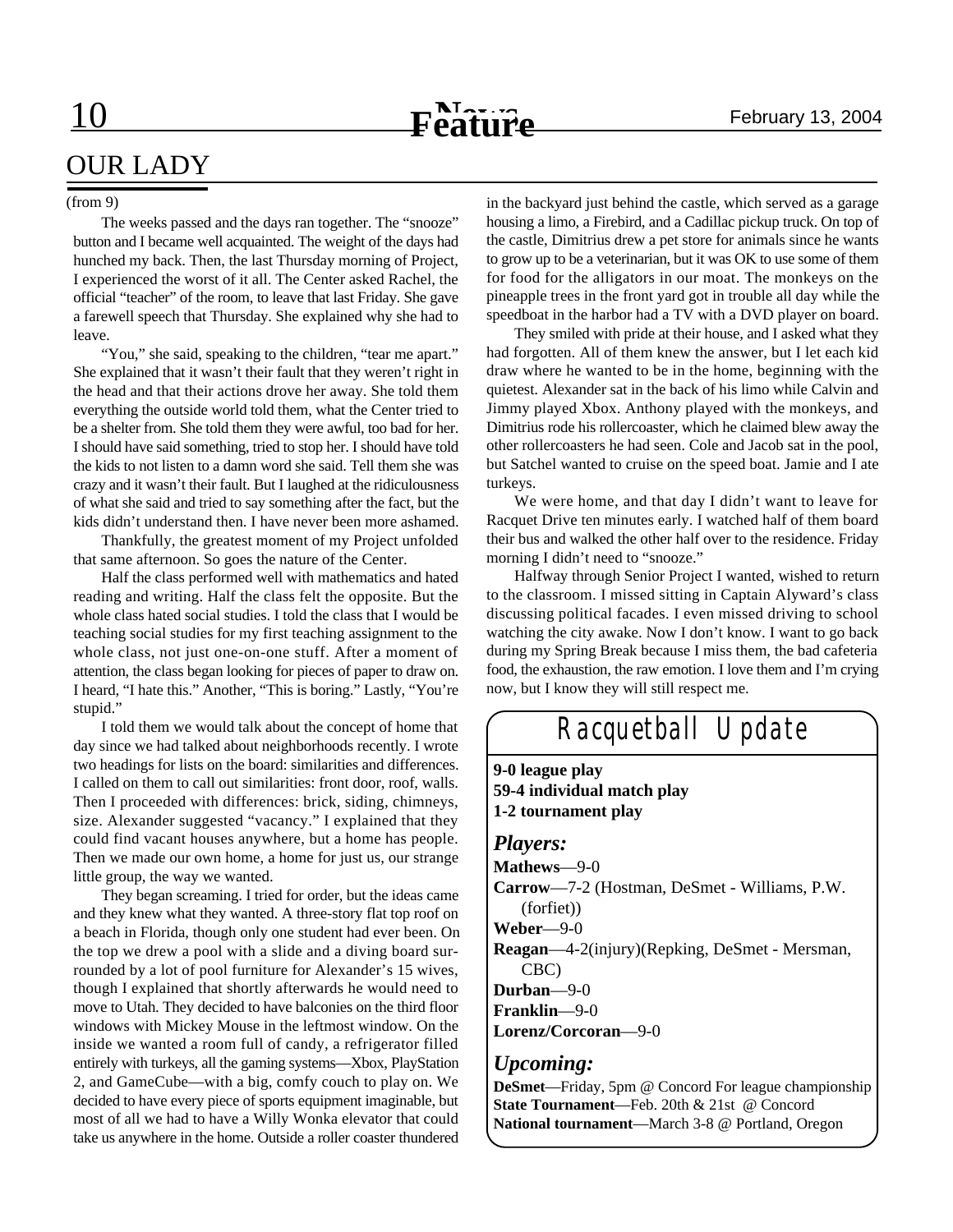## OUR LADY

(from 9)

The weeks passed and the days ran together. The "snooze" button and I became well acquainted. The weight of the days had hunched my back. Then, the last Thursday morning of Project, I experienced the worst of it all. The Center asked Rachel, the official "teacher" of the room, to leave that last Friday. She gave a farewell speech that Thursday. She explained why she had to leave.

"You," she said, speaking to the children, "tear me apart." She explained that it wasn't their fault that they weren't right in the head and that their actions drove her away. She told them everything the outside world told them, what the Center tried to be a shelter from. She told them they were awful, too bad for her. I should have said something, tried to stop her. I should have told the kids to not listen to a damn word she said. Tell them she was crazy and it wasn't their fault. But I laughed at the ridiculousness of what she said and tried to say something after the fact, but the kids didn't understand then. I have never been more ashamed.

Thankfully, the greatest moment of my Project unfolded that same afternoon. So goes the nature of the Center.

Half the class performed well with mathematics and hated reading and writing. Half the class felt the opposite. But the whole class hated social studies. I told the class that I would be teaching social studies for my first teaching assignment to the whole class, not just one-on-one stuff. After a moment of attention, the class began looking for pieces of paper to draw on. I heard, "I hate this." Another, "This is boring." Lastly, "You're stupid."

I told them we would talk about the concept of home that day since we had talked about neighborhoods recently. I wrote two headings for lists on the board: similarities and differences. I called on them to call out similarities: front door, roof, walls. Then I proceeded with differences: brick, siding, chimneys, size. Alexander suggested "vacancy." I explained that they could find vacant houses anywhere, but a home has people. Then we made our own home, a home for just us, our strange little group, the way we wanted.

They began screaming. I tried for order, but the ideas came and they knew what they wanted. A three-story flat top roof on a beach in Florida, though only one student had ever been. On the top we drew a pool with a slide and a diving board surrounded by a lot of pool furniture for Alexander's 15 wives, though I explained that shortly afterwards he would need to move to Utah. They decided to have balconies on the third floor windows with Mickey Mouse in the leftmost window. On the inside we wanted a room full of candy, a refrigerator filled entirely with turkeys, all the gaming systems—Xbox, PlayStation 2, and GameCube—with a big, comfy couch to play on. We decided to have every piece of sports equipment imaginable, but most of all we had to have a Willy Wonka elevator that could take us anywhere in the home. Outside a roller coaster thundered in the backyard just behind the castle, which served as a garage housing a limo, a Firebird, and a Cadillac pickup truck. On top of the castle, Dimitrius drew a pet store for animals since he wants to grow up to be a veterinarian, but it was OK to use some of them for food for the alligators in our moat. The monkeys on the pineapple trees in the front yard got in trouble all day while the speedboat in the harbor had a TV with a DVD player on board.

They smiled with pride at their house, and I asked what they had forgotten. All of them knew the answer, but I let each kid draw where he wanted to be in the home, beginning with the quietest. Alexander sat in the back of his limo while Calvin and Jimmy played Xbox. Anthony played with the monkeys, and Dimitrius rode his rollercoaster, which he claimed blew away the other rollercoasters he had seen. Cole and Jacob sat in the pool, but Satchel wanted to cruise on the speed boat. Jamie and I ate turkeys.

We were home, and that day I didn't want to leave for Racquet Drive ten minutes early. I watched half of them board their bus and walked the other half over to the residence. Friday morning I didn't need to "snooze."

Halfway through Senior Project I wanted, wished to return to the classroom. I missed sitting in Captain Alyward's class discussing political facades. I even missed driving to school watching the city awake. Now I don't know. I want to go back during my Spring Break because I miss them, the bad cafeteria food, the exhaustion, the raw emotion. I love them and I'm crying now, but I know they will still respect me.

## Racquetball Update

**9-0 league play**
**59-4 individual match play**
**1-2 tournament play**

### *Players:*

**Mathews**—9-0
**Carrow**—7-2 (Hostman, DeSmet - Williams, P.W. (forfiet))
**Weber**—9-0
**Reagan**—4-2(injury)(Repking, DeSmet - Mersman, CBC)
**Durban**—9-0
**Franklin**—9-0
**Lorenz/Corcoran**—9-0

### *Upcoming:*

**DeSmet**—Friday, 5pm @ Concord For league championship
**State Tournament**—Feb. 20th & 21st @ Concord
**National tournament**—March 3-8 @ Portland, Oregon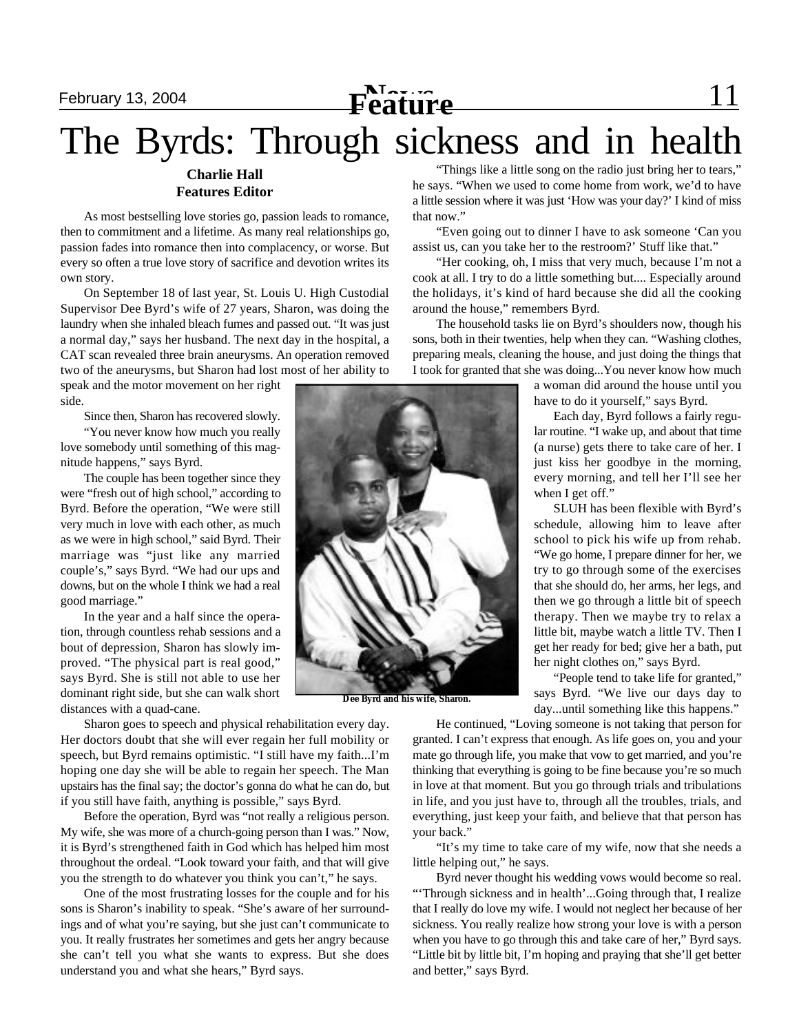# The Byrds: Through sickness and in health

**Charlie Hall**
**Features Editor**

As most bestselling love stories go, passion leads to romance, then to commitment and a lifetime. As many real relationships go, passion fades into romance then into complacency, or worse. But every so often a true love story of sacrifice and devotion writes its own story.

On September 18 of last year, St. Louis U. High Custodial Supervisor Dee Byrd's wife of 27 years, Sharon, was doing the laundry when she inhaled bleach fumes and passed out. "It was just a normal day," says her husband. The next day in the hospital, a CAT scan revealed three brain aneurysms. An operation removed two of the aneurysms, but Sharon had lost most of her ability to speak and the motor movement on her right side.

Since then, Sharon has recovered slowly.

"You never know how much you really love somebody until something of this magnitude happens," says Byrd.

The couple has been together since they were "fresh out of high school," according to Byrd. Before the operation, "We were still very much in love with each other, as much as we were in high school," said Byrd. Their marriage was "just like any married couple's," says Byrd. "We had our ups and downs, but on the whole I think we had a real good marriage."

In the year and a half since the operation, through countless rehab sessions and a bout of depression, Sharon has slowly improved. "The physical part is real good," says Byrd. She is still not able to use her dominant right side, but she can walk short distances with a quad-cane.

Dee Byrd and his wife, Sharon.

Sharon goes to speech and physical rehabilitation every day. Her doctors doubt that she will ever regain her full mobility or speech, but Byrd remains optimistic. "I still have my faith...I'm hoping one day she will be able to regain her speech. The Man upstairs has the final say; the doctor's gonna do what he can do, but if you still have faith, anything is possible," says Byrd.

Before the operation, Byrd was "not really a religious person. My wife, she was more of a church-going person than I was." Now, it is Byrd's strengthened faith in God which has helped him most throughout the ordeal. "Look toward your faith, and that will give you the strength to do whatever you think you can't," he says.

One of the most frustrating losses for the couple and for his sons is Sharon's inability to speak. "She's aware of her surroundings and of what you're saying, but she just can't communicate to you. It really frustrates her sometimes and gets her angry because she can't tell you what she wants to express. But she does understand you and what she hears," Byrd says.

"Things like a little song on the radio just bring her to tears," he says. "When we used to come home from work, we'd to have a little session where it was just 'How was your day?' I kind of miss that now."

"Even going out to dinner I have to ask someone 'Can you assist us, can you take her to the restroom?' Stuff like that."

"Her cooking, oh, I miss that very much, because I'm not a cook at all. I try to do a little something but.... Especially around the holidays, it's kind of hard because she did all the cooking around the house," remembers Byrd.

The household tasks lie on Byrd's shoulders now, though his sons, both in their twenties, help when they can. "Washing clothes, preparing meals, cleaning the house, and just doing the things that I took for granted that she was doing...You never know how much a woman did around the house until you have to do it yourself," says Byrd.

Each day, Byrd follows a fairly regular routine. "I wake up, and about that time (a nurse) gets there to take care of her. I just kiss her goodbye in the morning, every morning, and tell her I'll see her when I get off."

SLUH has been flexible with Byrd's schedule, allowing him to leave after school to pick his wife up from rehab. "We go home, I prepare dinner for her, we try to go through some of the exercises that she should do, her arms, her legs, and then we go through a little bit of speech therapy. Then we maybe try to relax a little bit, maybe watch a little TV. Then I get her ready for bed; give her a bath, put her night clothes on," says Byrd.

"People tend to take life for granted," says Byrd. "We live our days day to day...until something like this happens."

He continued, "Loving someone is not taking that person for granted. I can't express that enough. As life goes on, you and your mate go through life, you make that vow to get married, and you're thinking that everything is going to be fine because you're so much in love at that moment. But you go through trials and tribulations in life, and you just have to, through all the troubles, trials, and everything, just keep your faith, and believe that that person has your back."

"It's my time to take care of my wife, now that she needs a little helping out," he says.

Byrd never thought his wedding vows would become so real. "'Through sickness and in health'...Going through that, I realize that I really do love my wife. I would not neglect her because of her sickness. You really realize how strong your love is with a person when you have to go through this and take care of her," Byrd says. "Little bit by little bit, I'm hoping and praying that she'll get better and better," says Byrd.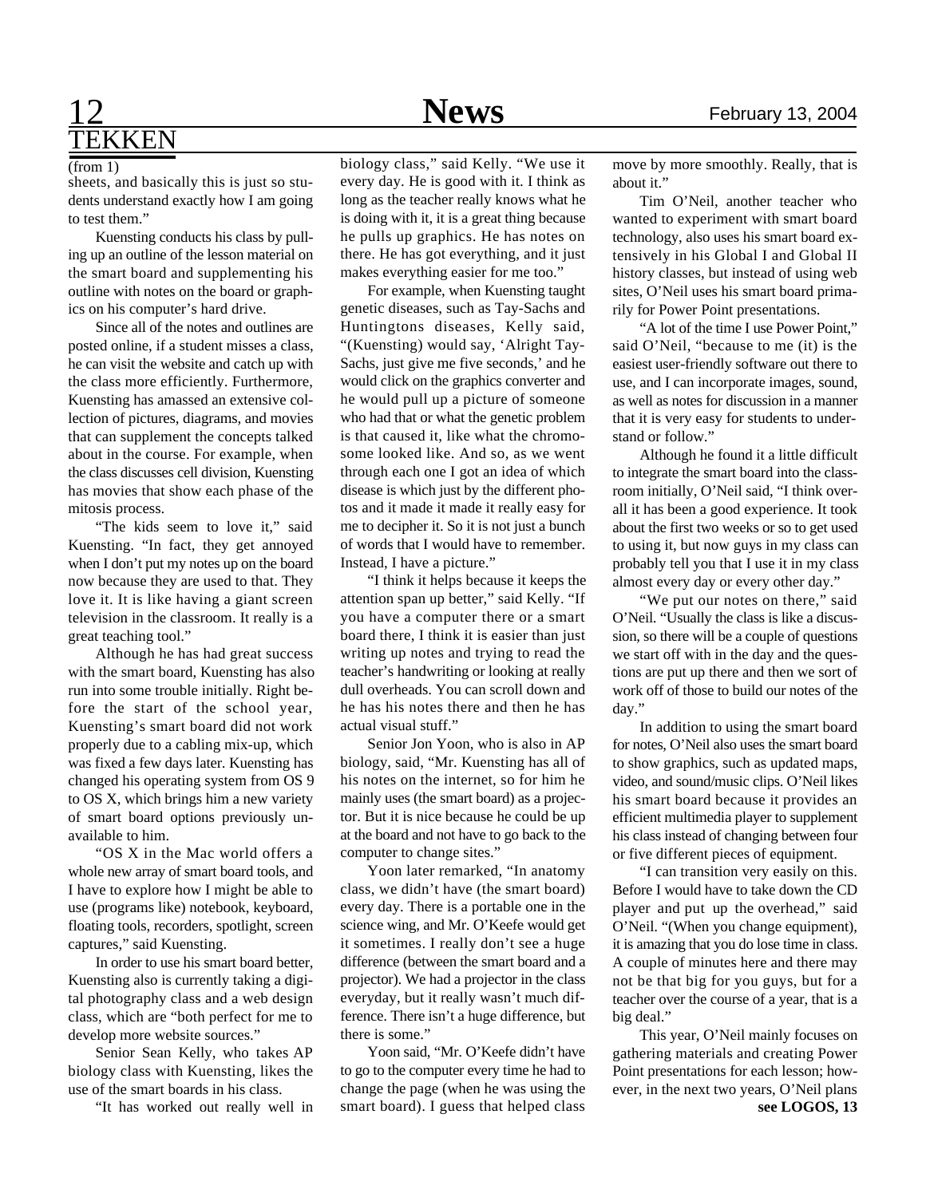# TEKKEN

(from 1)

sheets, and basically this is just so students understand exactly how I am going to test them."

Kuensting conducts his class by pulling up an outline of the lesson material on the smart board and supplementing his outline with notes on the board or graphics on his computer's hard drive.

Since all of the notes and outlines are posted online, if a student misses a class, he can visit the website and catch up with the class more efficiently. Furthermore, Kuensting has amassed an extensive collection of pictures, diagrams, and movies that can supplement the concepts talked about in the course. For example, when the class discusses cell division, Kuensting has movies that show each phase of the mitosis process.

"The kids seem to love it," said Kuensting. "In fact, they get annoyed when I don't put my notes up on the board now because they are used to that. They love it. It is like having a giant screen television in the classroom. It really is a great teaching tool."

Although he has had great success with the smart board, Kuensting has also run into some trouble initially. Right before the start of the school year, Kuensting's smart board did not work properly due to a cabling mix-up, which was fixed a few days later. Kuensting has changed his operating system from OS 9 to OS X, which brings him a new variety of smart board options previously unavailable to him.

"OS X in the Mac world offers a whole new array of smart board tools, and I have to explore how I might be able to use (programs like) notebook, keyboard, floating tools, recorders, spotlight, screen captures," said Kuensting.

In order to use his smart board better, Kuensting also is currently taking a digital photography class and a web design class, which are "both perfect for me to develop more website sources."

Senior Sean Kelly, who takes AP biology class with Kuensting, likes the use of the smart boards in his class.

"It has worked out really well in biology class," said Kelly. "We use it every day. He is good with it. I think as long as the teacher really knows what he is doing with it, it is a great thing because he pulls up graphics. He has notes on there. He has got everything, and it just makes everything easier for me too."

For example, when Kuensting taught genetic diseases, such as Tay-Sachs and Huntingtons diseases, Kelly said, "(Kuensting) would say, 'Alright Tay-Sachs, just give me five seconds,' and he would click on the graphics converter and he would pull up a picture of someone who had that or what the genetic problem is that caused it, like what the chromosome looked like. And so, as we went through each one I got an idea of which disease is which just by the different photos and it made it made it really easy for me to decipher it. So it is not just a bunch of words that I would have to remember. Instead, I have a picture."

"I think it helps because it keeps the attention span up better," said Kelly. "If you have a computer there or a smart board there, I think it is easier than just writing up notes and trying to read the teacher's handwriting or looking at really dull overheads. You can scroll down and he has his notes there and then he has actual visual stuff."

Senior Jon Yoon, who is also in AP biology, said, "Mr. Kuensting has all of his notes on the internet, so for him he mainly uses (the smart board) as a projector. But it is nice because he could be up at the board and not have to go back to the computer to change sites."

Yoon later remarked, "In anatomy class, we didn't have (the smart board) every day. There is a portable one in the science wing, and Mr. O'Keefe would get it sometimes. I really don't see a huge difference (between the smart board and a projector). We had a projector in the class everyday, but it really wasn't much difference. There isn't a huge difference, but there is some."

Yoon said, "Mr. O'Keefe didn't have to go to the computer every time he had to change the page (when he was using the smart board). I guess that helped class move by more smoothly. Really, that is about it."

Tim O'Neil, another teacher who wanted to experiment with smart board technology, also uses his smart board extensively in his Global I and Global II history classes, but instead of using web sites, O'Neil uses his smart board primarily for Power Point presentations.

"A lot of the time I use Power Point," said O'Neil, "because to me (it) is the easiest user-friendly software out there to use, and I can incorporate images, sound, as well as notes for discussion in a manner that it is very easy for students to understand or follow."

Although he found it a little difficult to integrate the smart board into the classroom initially, O'Neil said, "I think overall it has been a good experience. It took about the first two weeks or so to get used to using it, but now guys in my class can probably tell you that I use it in my class almost every day or every other day."

"We put our notes on there," said O'Neil. "Usually the class is like a discussion, so there will be a couple of questions we start off with in the day and the questions are put up there and then we sort of work off of those to build our notes of the day."

In addition to using the smart board for notes, O'Neil also uses the smart board to show graphics, such as updated maps, video, and sound/music clips. O'Neil likes his smart board because it provides an efficient multimedia player to supplement his class instead of changing between four or five different pieces of equipment.

"I can transition very easily on this. Before I would have to take down the CD player and put up the overhead," said O'Neil. "(When you change equipment), it is amazing that you do lose time in class. A couple of minutes here and there may not be that big for you guys, but for a teacher over the course of a year, that is a big deal."

This year, O'Neil mainly focuses on gathering materials and creating Power Point presentations for each lesson; however, in the next two years, O'Neil plans

**see LOGOS, 13**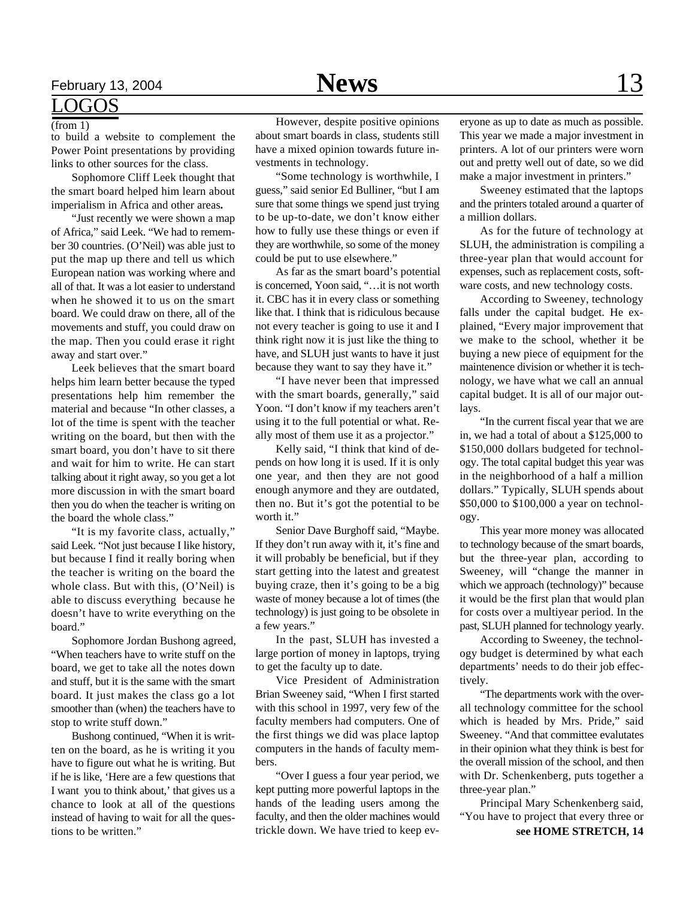## LOGOS

(from 1)

to build a website to complement the Power Point presentations by providing links to other sources for the class.

Sophomore Cliff Leek thought that the smart board helped him learn about imperialism in Africa and other areas**.**

"Just recently we were shown a map of Africa," said Leek. "We had to remember 30 countries. (O'Neil) was able just to put the map up there and tell us which European nation was working where and all of that. It was a lot easier to understand when he showed it to us on the smart board. We could draw on there, all of the movements and stuff, you could draw on the map. Then you could erase it right away and start over."

Leek believes that the smart board helps him learn better because the typed presentations help him remember the material and because "In other classes, a lot of the time is spent with the teacher writing on the board, but then with the smart board, you don't have to sit there and wait for him to write. He can start talking about it right away, so you get a lot more discussion in with the smart board then you do when the teacher is writing on the board the whole class."

"It is my favorite class, actually," said Leek. "Not just because I like history, but because I find it really boring when the teacher is writing on the board the whole class. But with this, (O'Neil) is able to discuss everything because he doesn't have to write everything on the board."

Sophomore Jordan Bushong agreed, "When teachers have to write stuff on the board, we get to take all the notes down and stuff, but it is the same with the smart board. It just makes the class go a lot smoother than (when) the teachers have to stop to write stuff down."

Bushong continued, "When it is written on the board, as he is writing it you have to figure out what he is writing. But if he is like, 'Here are a few questions that I want you to think about,' that gives us a chance to look at all of the questions instead of having to wait for all the questions to be written."

However, despite positive opinions about smart boards in class, students still have a mixed opinion towards future investments in technology.

"Some technology is worthwhile, I guess," said senior Ed Bulliner, "but I am sure that some things we spend just trying to be up-to-date, we don't know either how to fully use these things or even if they are worthwhile, so some of the money could be put to use elsewhere."

As far as the smart board's potential is concerned, Yoon said, "…it is not worth it. CBC has it in every class or something like that. I think that is ridiculous because not every teacher is going to use it and I think right now it is just like the thing to have, and SLUH just wants to have it just because they want to say they have it."

"I have never been that impressed with the smart boards, generally," said Yoon. "I don't know if my teachers aren't using it to the full potential or what. Really most of them use it as a projector."

Kelly said, "I think that kind of depends on how long it is used. If it is only one year, and then they are not good enough anymore and they are outdated, then no. But it's got the potential to be worth it."

Senior Dave Burghoff said, "Maybe. If they don't run away with it, it's fine and it will probably be beneficial, but if they start getting into the latest and greatest buying craze, then it's going to be a big waste of money because a lot of times (the technology) is just going to be obsolete in a few years."

In the past, SLUH has invested a large portion of money in laptops, trying to get the faculty up to date.

Vice President of Administration Brian Sweeney said, "When I first started with this school in 1997, very few of the faculty members had computers. One of the first things we did was place laptop computers in the hands of faculty members.

"Over I guess a four year period, we kept putting more powerful laptops in the hands of the leading users among the faculty, and then the older machines would trickle down. We have tried to keep everyone as up to date as much as possible. This year we made a major investment in printers. A lot of our printers were worn out and pretty well out of date, so we did make a major investment in printers."

Sweeney estimated that the laptops and the printers totaled around a quarter of a million dollars.

As for the future of technology at SLUH, the administration is compiling a three-year plan that would account for expenses, such as replacement costs, software costs, and new technology costs.

According to Sweeney, technology falls under the capital budget. He explained, "Every major improvement that we make to the school, whether it be buying a new piece of equipment for the maintenence division or whether it is technology, we have what we call an annual capital budget. It is all of our major outlays.

"In the current fiscal year that we are in, we had a total of about a $125,000 to $150,000 dollars budgeted for technology. The total capital budget this year was in the neighborhood of a half a million dollars." Typically, SLUH spends about $50,000 to $100,000 a year on technology.

This year more money was allocated to technology because of the smart boards, but the three-year plan, according to Sweeney, will "change the manner in which we approach (technology)" because it would be the first plan that would plan for costs over a multiyear period. In the past, SLUH planned for technology yearly.

According to Sweeney, the technology budget is determined by what each departments' needs to do their job effectively.

"The departments work with the overall technology committee for the school which is headed by Mrs. Pride," said Sweeney. "And that committee evalutates in their opinion what they think is best for the overall mission of the school, and then with Dr. Schenkenberg, puts together a three-year plan."

Principal Mary Schenkenberg said, "You have to project that every three or

**see HOME STRETCH, 14**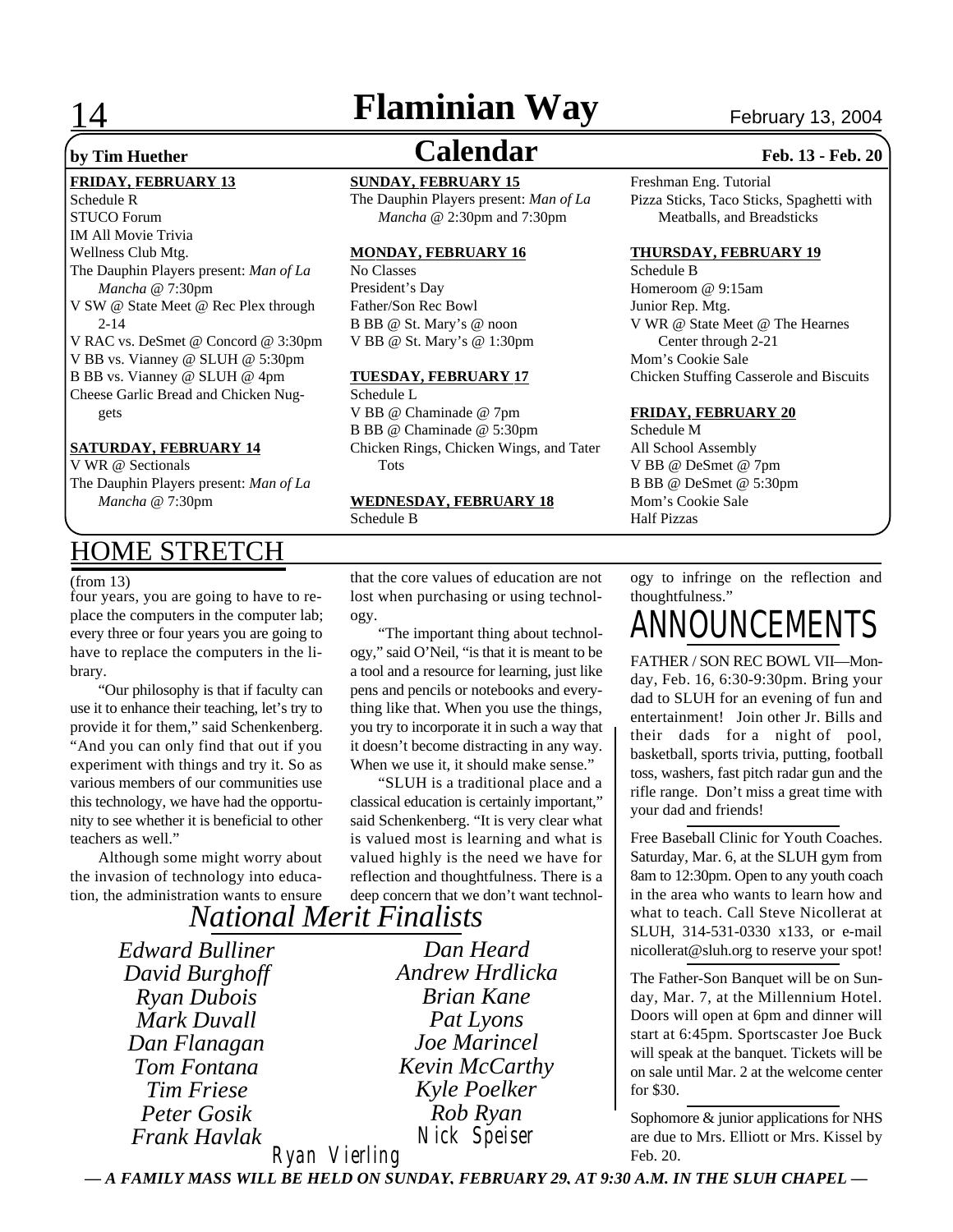# Calendar

**by Tim Huether** — **Feb. 13 - Feb. 20**

**FRIDAY, FEBRUARY 13**

Schedule R
STUCO Forum
IM All Movie Trivia
Wellness Club Mtg.
The Dauphin Players present: *Man of La Mancha* @ 7:30pm
V SW @ State Meet @ Rec Plex through 2-14
V RAC vs. DeSmet @ Concord @ 3:30pm
V BB vs. Vianney @ SLUH @ 5:30pm
B BB vs. Vianney @ SLUH @ 4pm
Cheese Garlic Bread and Chicken Nuggets

**SATURDAY, FEBRUARY 14**

V WR @ Sectionals
The Dauphin Players present: *Man of La Mancha* @ 7:30pm

**SUNDAY, FEBRUARY 15**

The Dauphin Players present: *Man of La Mancha* @ 2:30pm and 7:30pm

**MONDAY, FEBRUARY 16**

No Classes
President's Day
Father/Son Rec Bowl
B BB @ St. Mary's @ noon
V BB @ St. Mary's @ 1:30pm

**TUESDAY, FEBRUARY 17**

Schedule L
V BB @ Chaminade @ 7pm
B BB @ Chaminade @ 5:30pm
Chicken Rings, Chicken Wings, and Tater Tots

**WEDNESDAY, FEBRUARY 18**

Schedule B
Freshman Eng. Tutorial
Pizza Sticks, Taco Sticks, Spaghetti with Meatballs, and Breadsticks

**THURSDAY, FEBRUARY 19**

Schedule B
Homeroom @ 9:15am
Junior Rep. Mtg.
V WR @ State Meet @ The Hearnes Center through 2-21
Mom's Cookie Sale
Chicken Stuffing Casserole and Biscuits

**FRIDAY, FEBRUARY 20**

Schedule M
All School Assembly
V BB @ DeSmet @ 7pm
B BB @ DeSmet @ 5:30pm
Mom's Cookie Sale
Half Pizzas

## HOME STRETCH

(from 13)

four years, you are going to have to replace the computers in the computer lab; every three or four years you are going to have to replace the computers in the library.

"Our philosophy is that if faculty can use it to enhance their teaching, let's try to provide it for them," said Schenkenberg. "And you can only find that out if you experiment with things and try it. So as various members of our communities use this technology, we have had the opportunity to see whether it is beneficial to other teachers as well."

Although some might worry about the invasion of technology into education, the administration wants to ensure that the core values of education are not lost when purchasing or using technology.

"The important thing about technology," said O'Neil, "is that it is meant to be a tool and a resource for learning, just like pens and pencils or notebooks and everything like that. When you use the things, you try to incorporate it in such a way that it doesn't become distracting in any way. When we use it, it should make sense."

"SLUH is a traditional place and a classical education is certainly important," said Schenkenberg. "It is very clear what is valued most is learning and what is valued highly is the need we have for reflection and thoughtfulness. There is a deep concern that we don't want technology to infringe on the reflection and thoughtfulness."

## *National Merit Finalists*

*Edward Bulliner*
*David Burghoff*
*Ryan Dubois*
*Mark Duvall*
*Dan Flanagan*
*Tom Fontana*
*Tim Friese*
*Peter Gosik*
*Frank Havlak*
*Dan Heard*
*Andrew Hrdlicka*
*Brian Kane*
*Pat Lyons*
*Joe Marincel*
*Kevin McCarthy*
*Kyle Poelker*
*Rob Ryan*
*Nick Speiser*
*Ryan Vierling*

## ANNOUNCEMENTS

FATHER / SON REC BOWL VII—Monday, Feb. 16, 6:30-9:30pm. Bring your dad to SLUH for an evening of fun and entertainment! Join other Jr. Bills and their dads for a night of pool, basketball, sports trivia, putting, football toss, washers, fast pitch radar gun and the rifle range. Don't miss a great time with your dad and friends!

Free Baseball Clinic for Youth Coaches. Saturday, Mar. 6, at the SLUH gym from 8am to 12:30pm. Open to any youth coach in the area who wants to learn how and what to teach. Call Steve Nicollerat at SLUH, 314-531-0330 x133, or e-mail nicollerat@sluh.org to reserve your spot!

The Father-Son Banquet will be on Sunday, Mar. 7, at the Millennium Hotel. Doors will open at 6pm and dinner will start at 6:45pm. Sportscaster Joe Buck will speak at the banquet. Tickets will be on sale until Mar. 2 at the welcome center for $30.

Sophomore & junior applications for NHS are due to Mrs. Elliott or Mrs. Kissel by Feb. 20.

***— A FAMILY MASS WILL BE HELD ON SUNDAY, FEBRUARY 29, AT 9:30 A.M. IN THE SLUH CHAPEL —***